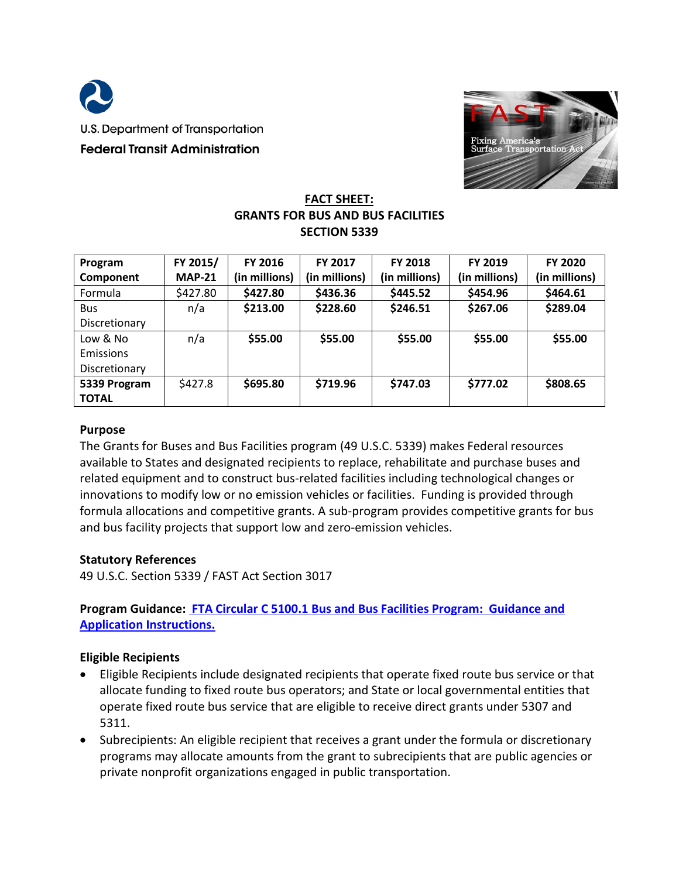U.S. Department of Transportation

**Federal Transit Administration**

FAST

Fixing America's Surface Transportation Act

# FACT SHEET: GRANTS FOR BUS AND BUS FACILITIES SECTION 5339

| Program Component | FY 2015/ MAP-21 | FY 2016 (in millions) | FY 2017 (in millions) | FY 2018 (in millions) | FY 2019 (in millions) | FY 2020 (in millions) |
|---|---|---|---|---|---|---|
| Formula | $427.80 | **$427.80** | **$436.36** | **$445.52** | **$454.96** | **$464.61** |
| Bus Discretionary | n/a | **$213.00** | **$228.60** | **$246.51** | **$267.06** | **$289.04** |
| Low & No Emissions Discretionary | n/a | **$55.00** | **$55.00** | **$55.00** | **$55.00** | **$55.00** |
| **5339 Program TOTAL** | $427.8 | **$695.80** | **$719.96** | **$747.03** | **$777.02** | **$808.65** |

### Purpose

The Grants for Buses and Bus Facilities program (49 U.S.C. 5339) makes Federal resources available to States and designated recipients to replace, rehabilitate and purchase buses and related equipment and to construct bus-related facilities including technological changes or innovations to modify low or no emission vehicles or facilities. Funding is provided through formula allocations and competitive grants. A sub-program provides competitive grants for bus and bus facility projects that support low and zero-emission vehicles.

### Statutory References

49 U.S.C. Section 5339 / FAST Act Section 3017

**Program Guidance: [FTA Circular C 5100.1 Bus and Bus Facilities Program: Guidance and Application Instructions.]()**

### Eligible Recipients

- Eligible Recipients include designated recipients that operate fixed route bus service or that allocate funding to fixed route bus operators; and State or local governmental entities that operate fixed route bus service that are eligible to receive direct grants under 5307 and 5311.
- Subrecipients: An eligible recipient that receives a grant under the formula or discretionary programs may allocate amounts from the grant to subrecipients that are public agencies or private nonprofit organizations engaged in public transportation.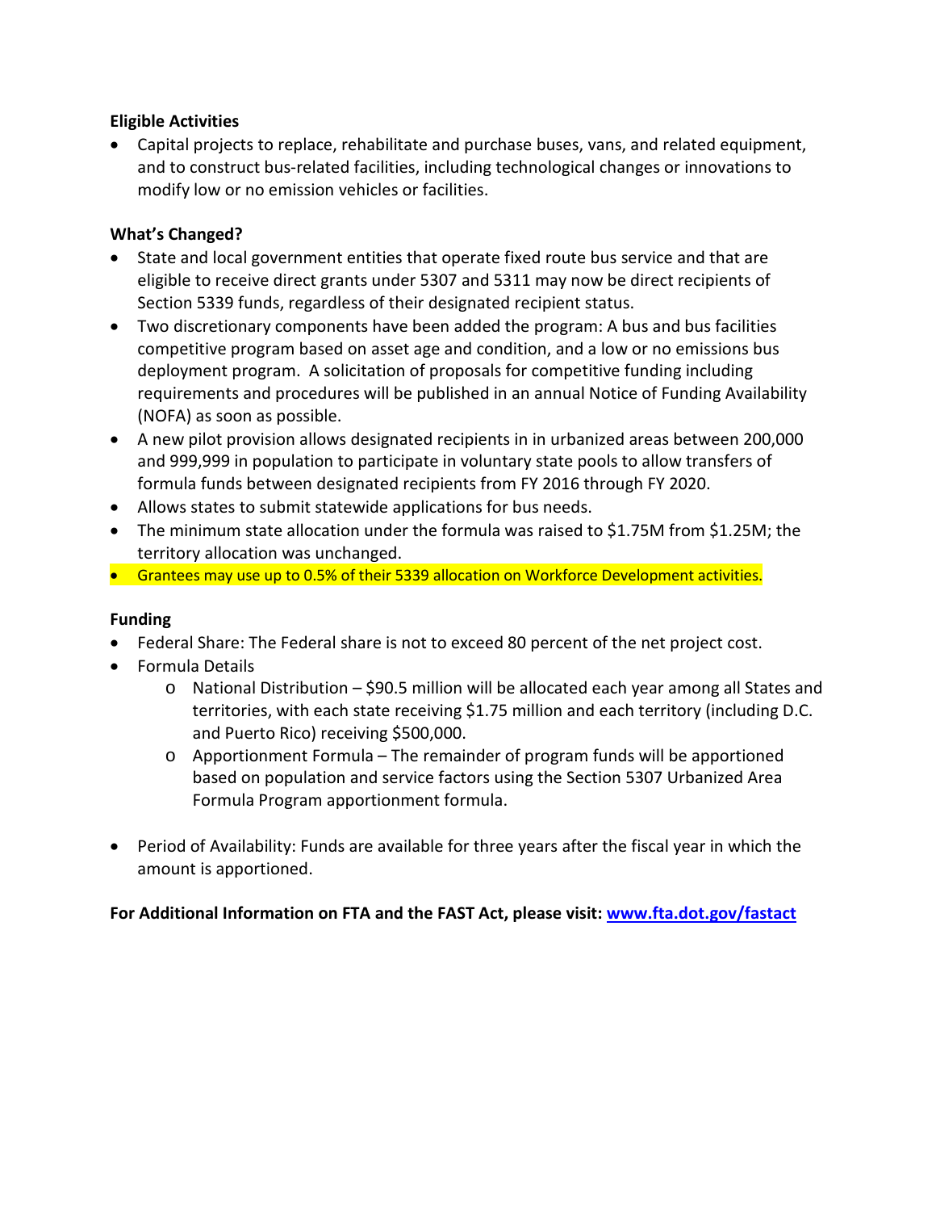**Eligible Activities**

- Capital projects to replace, rehabilitate and purchase buses, vans, and related equipment, and to construct bus-related facilities, including technological changes or innovations to modify low or no emission vehicles or facilities.

**What's Changed?**

- State and local government entities that operate fixed route bus service and that are eligible to receive direct grants under 5307 and 5311 may now be direct recipients of Section 5339 funds, regardless of their designated recipient status.
- Two discretionary components have been added the program: A bus and bus facilities competitive program based on asset age and condition, and a low or no emissions bus deployment program. A solicitation of proposals for competitive funding including requirements and procedures will be published in an annual Notice of Funding Availability (NOFA) as soon as possible.
- A new pilot provision allows designated recipients in in urbanized areas between 200,000 and 999,999 in population to participate in voluntary state pools to allow transfers of formula funds between designated recipients from FY 2016 through FY 2020.
- Allows states to submit statewide applications for bus needs.
- The minimum state allocation under the formula was raised to $1.75M from $1.25M; the territory allocation was unchanged.
- Grantees may use up to 0.5% of their 5339 allocation on Workforce Development activities.

**Funding**

- Federal Share: The Federal share is not to exceed 80 percent of the net project cost.
- Formula Details
  - National Distribution – $90.5 million will be allocated each year among all States and territories, with each state receiving $1.75 million and each territory (including D.C. and Puerto Rico) receiving $500,000.
  - Apportionment Formula – The remainder of program funds will be apportioned based on population and service factors using the Section 5307 Urbanized Area Formula Program apportionment formula.
- Period of Availability: Funds are available for three years after the fiscal year in which the amount is apportioned.

**For Additional Information on FTA and the FAST Act, please visit: [www.fta.dot.gov/fastact](www.fta.dot.gov/fastact)**